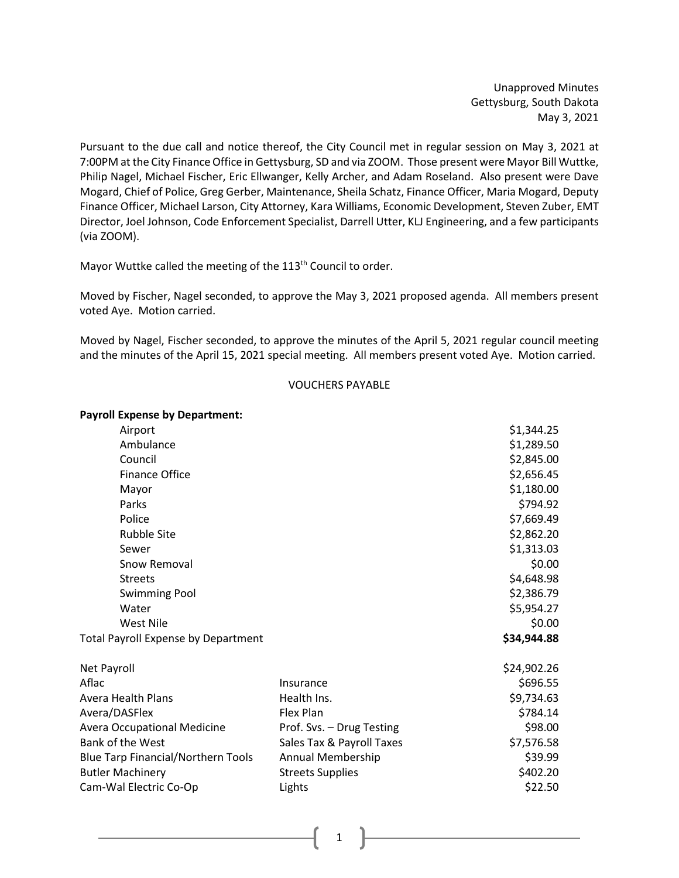Unapproved Minutes
Gettysburg, South Dakota
May 3, 2021

Pursuant to the due call and notice thereof, the City Council met in regular session on May 3, 2021 at 7:00PM at the City Finance Office in Gettysburg, SD and via ZOOM. Those present were Mayor Bill Wuttke, Philip Nagel, Michael Fischer, Eric Ellwanger, Kelly Archer, and Adam Roseland. Also present were Dave Mogard, Chief of Police, Greg Gerber, Maintenance, Sheila Schatz, Finance Officer, Maria Mogard, Deputy Finance Officer, Michael Larson, City Attorney, Kara Williams, Economic Development, Steven Zuber, EMT Director, Joel Johnson, Code Enforcement Specialist, Darrell Utter, KLJ Engineering, and a few participants (via ZOOM).

Mayor Wuttke called the meeting of the 113th Council to order.

Moved by Fischer, Nagel seconded, to approve the May 3, 2021 proposed agenda. All members present voted Aye. Motion carried.

Moved by Nagel, Fischer seconded, to approve the minutes of the April 5, 2021 regular council meeting and the minutes of the April 15, 2021 special meeting. All members present voted Aye. Motion carried.

VOUCHERS PAYABLE

**Payroll Expense by Department:**

| | |
|---|---|
| Airport | $1,344.25 |
| Ambulance | $1,289.50 |
| Council | $2,845.00 |
| Finance Office | $2,656.45 |
| Mayor | $1,180.00 |
| Parks | $794.92 |
| Police | $7,669.49 |
| Rubble Site | $2,862.20 |
| Sewer | $1,313.03 |
| Snow Removal | $0.00 |
| Streets | $4,648.98 |
| Swimming Pool | $2,386.79 |
| Water | $5,954.27 |
| West Nile | $0.00 |
| Total Payroll Expense by Department | **$34,944.88** |

| | | |
|---|---|---|
| Net Payroll | | $24,902.26 |
| Aflac | Insurance | $696.55 |
| Avera Health Plans | Health Ins. | $9,734.63 |
| Avera/DASFlex | Flex Plan | $784.14 |
| Avera Occupational Medicine | Prof. Svs. – Drug Testing | $98.00 |
| Bank of the West | Sales Tax & Payroll Taxes | $7,576.58 |
| Blue Tarp Financial/Northern Tools | Annual Membership | $39.99 |
| Butler Machinery | Streets Supplies | $402.20 |
| Cam-Wal Electric Co-Op | Lights | $22.50 |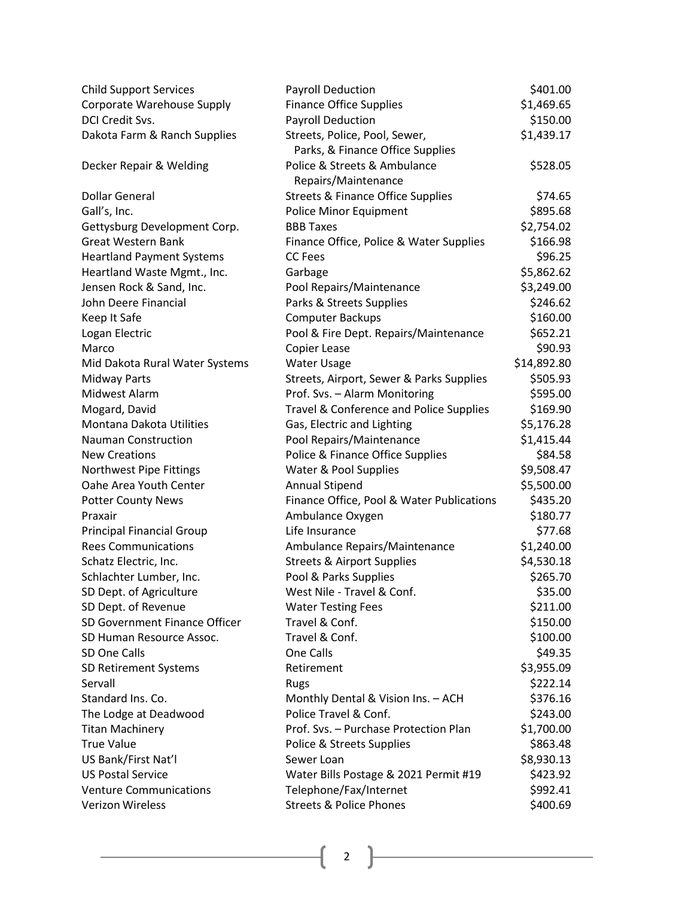| | | |
|---|---|---|
| Child Support Services | Payroll Deduction | $401.00 |
| Corporate Warehouse Supply | Finance Office Supplies | $1,469.65 |
| DCI Credit Svs. | Payroll Deduction | $150.00 |
| Dakota Farm & Ranch Supplies | Streets, Police, Pool, Sewer, Parks, & Finance Office Supplies | $1,439.17 |
| Decker Repair & Welding | Police & Streets & Ambulance Repairs/Maintenance | $528.05 |
| Dollar General | Streets & Finance Office Supplies | $74.65 |
| Gall's, Inc. | Police Minor Equipment | $895.68 |
| Gettysburg Development Corp. | BBB Taxes | $2,754.02 |
| Great Western Bank | Finance Office, Police & Water Supplies | $166.98 |
| Heartland Payment Systems | CC Fees | $96.25 |
| Heartland Waste Mgmt., Inc. | Garbage | $5,862.62 |
| Jensen Rock & Sand, Inc. | Pool Repairs/Maintenance | $3,249.00 |
| John Deere Financial | Parks & Streets Supplies | $246.62 |
| Keep It Safe | Computer Backups | $160.00 |
| Logan Electric | Pool & Fire Dept. Repairs/Maintenance | $652.21 |
| Marco | Copier Lease | $90.93 |
| Mid Dakota Rural Water Systems | Water Usage | $14,892.80 |
| Midway Parts | Streets, Airport, Sewer & Parks Supplies | $505.93 |
| Midwest Alarm | Prof. Svs. – Alarm Monitoring | $595.00 |
| Mogard, David | Travel & Conference and Police Supplies | $169.90 |
| Montana Dakota Utilities | Gas, Electric and Lighting | $5,176.28 |
| Nauman Construction | Pool Repairs/Maintenance | $1,415.44 |
| New Creations | Police & Finance Office Supplies | $84.58 |
| Northwest Pipe Fittings | Water & Pool Supplies | $9,508.47 |
| Oahe Area Youth Center | Annual Stipend | $5,500.00 |
| Potter County News | Finance Office, Pool & Water Publications | $435.20 |
| Praxair | Ambulance Oxygen | $180.77 |
| Principal Financial Group | Life Insurance | $77.68 |
| Rees Communications | Ambulance Repairs/Maintenance | $1,240.00 |
| Schatz Electric, Inc. | Streets & Airport Supplies | $4,530.18 |
| Schlachter Lumber, Inc. | Pool & Parks Supplies | $265.70 |
| SD Dept. of Agriculture | West Nile - Travel & Conf. | $35.00 |
| SD Dept. of Revenue | Water Testing Fees | $211.00 |
| SD Government Finance Officer | Travel & Conf. | $150.00 |
| SD Human Resource Assoc. | Travel & Conf. | $100.00 |
| SD One Calls | One Calls | $49.35 |
| SD Retirement Systems | Retirement | $3,955.09 |
| Servall | Rugs | $222.14 |
| Standard Ins. Co. | Monthly Dental & Vision Ins. – ACH | $376.16 |
| The Lodge at Deadwood | Police Travel & Conf. | $243.00 |
| Titan Machinery | Prof. Svs. – Purchase Protection Plan | $1,700.00 |
| True Value | Police & Streets Supplies | $863.48 |
| US Bank/First Nat'l | Sewer Loan | $8,930.13 |
| US Postal Service | Water Bills Postage & 2021 Permit #19 | $423.92 |
| Venture Communications | Telephone/Fax/Internet | $992.41 |
| Verizon Wireless | Streets & Police Phones | $400.69 |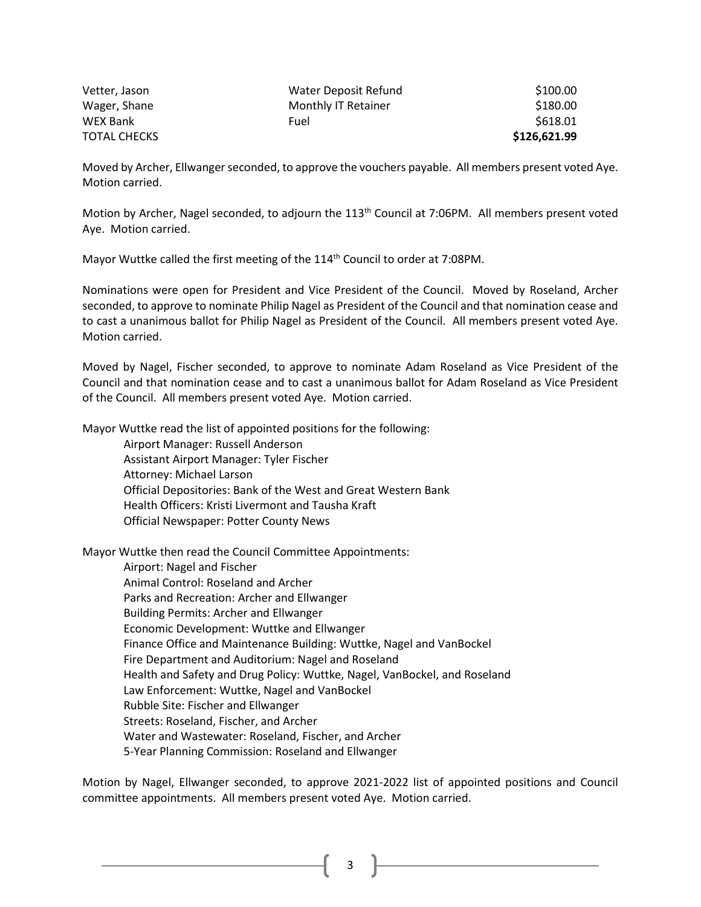| | | |
|---|---|---|
| Vetter, Jason | Water Deposit Refund | $100.00 |
| Wager, Shane | Monthly IT Retainer | $180.00 |
| WEX Bank | Fuel | $618.01 |
| TOTAL CHECKS | | **$126,621.99** |

Moved by Archer, Ellwanger seconded, to approve the vouchers payable. All members present voted Aye. Motion carried.

Motion by Archer, Nagel seconded, to adjourn the 113th Council at 7:06PM. All members present voted Aye. Motion carried.

Mayor Wuttke called the first meeting of the 114th Council to order at 7:08PM.

Nominations were open for President and Vice President of the Council. Moved by Roseland, Archer seconded, to approve to nominate Philip Nagel as President of the Council and that nomination cease and to cast a unanimous ballot for Philip Nagel as President of the Council. All members present voted Aye. Motion carried.

Moved by Nagel, Fischer seconded, to approve to nominate Adam Roseland as Vice President of the Council and that nomination cease and to cast a unanimous ballot for Adam Roseland as Vice President of the Council. All members present voted Aye. Motion carried.

Mayor Wuttke read the list of appointed positions for the following:

- Airport Manager: Russell Anderson
- Assistant Airport Manager: Tyler Fischer
- Attorney: Michael Larson
- Official Depositories: Bank of the West and Great Western Bank
- Health Officers: Kristi Livermont and Tausha Kraft
- Official Newspaper: Potter County News

Mayor Wuttke then read the Council Committee Appointments:

- Airport: Nagel and Fischer
- Animal Control: Roseland and Archer
- Parks and Recreation: Archer and Ellwanger
- Building Permits: Archer and Ellwanger
- Economic Development: Wuttke and Ellwanger
- Finance Office and Maintenance Building: Wuttke, Nagel and VanBockel
- Fire Department and Auditorium: Nagel and Roseland
- Health and Safety and Drug Policy: Wuttke, Nagel, VanBockel, and Roseland
- Law Enforcement: Wuttke, Nagel and VanBockel
- Rubble Site: Fischer and Ellwanger
- Streets: Roseland, Fischer, and Archer
- Water and Wastewater: Roseland, Fischer, and Archer
- 5-Year Planning Commission: Roseland and Ellwanger

Motion by Nagel, Ellwanger seconded, to approve 2021-2022 list of appointed positions and Council committee appointments. All members present voted Aye. Motion carried.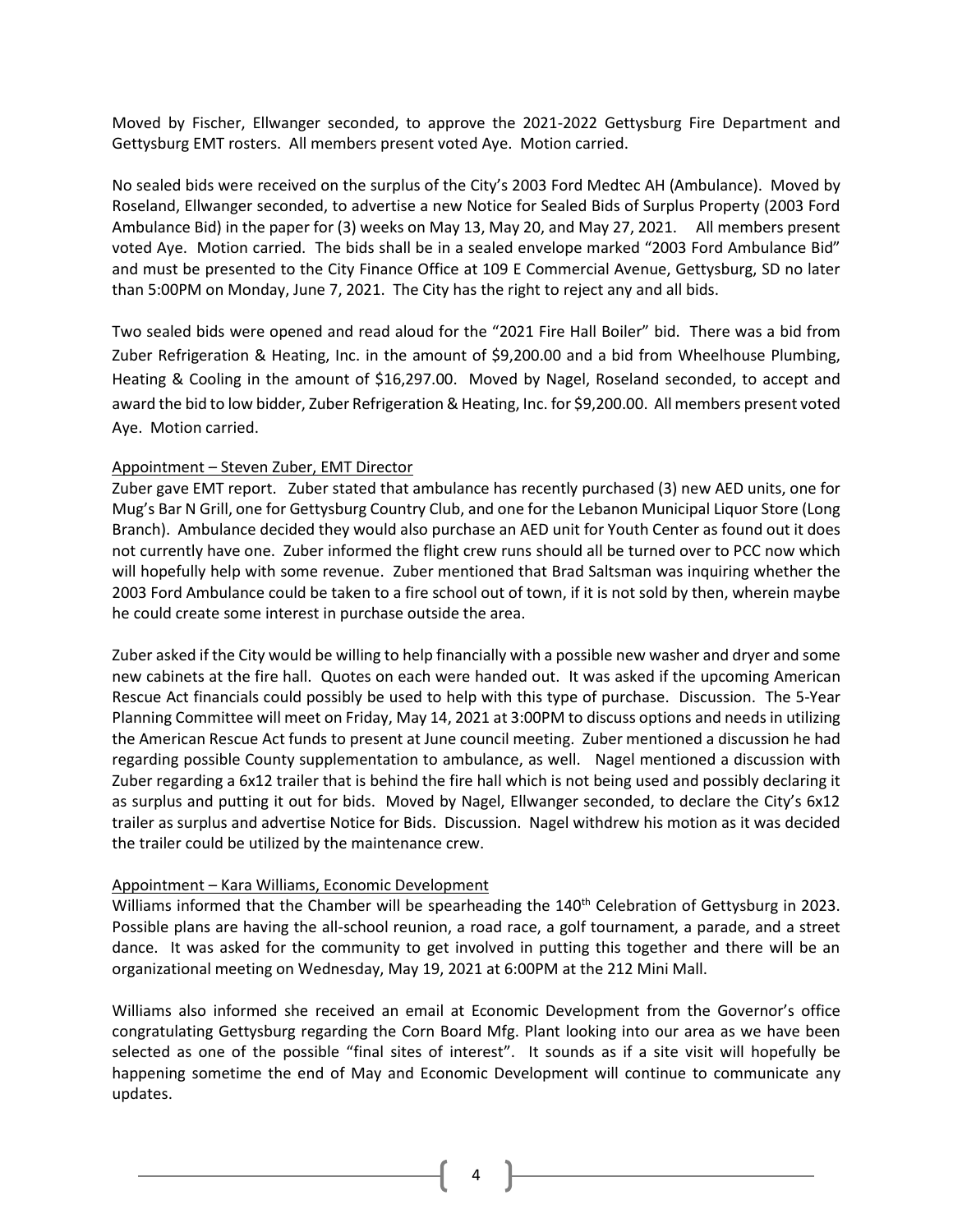Moved by Fischer, Ellwanger seconded, to approve the 2021-2022 Gettysburg Fire Department and Gettysburg EMT rosters. All members present voted Aye. Motion carried.

No sealed bids were received on the surplus of the City's 2003 Ford Medtec AH (Ambulance). Moved by Roseland, Ellwanger seconded, to advertise a new Notice for Sealed Bids of Surplus Property (2003 Ford Ambulance Bid) in the paper for (3) weeks on May 13, May 20, and May 27, 2021. All members present voted Aye. Motion carried. The bids shall be in a sealed envelope marked "2003 Ford Ambulance Bid" and must be presented to the City Finance Office at 109 E Commercial Avenue, Gettysburg, SD no later than 5:00PM on Monday, June 7, 2021. The City has the right to reject any and all bids.

Two sealed bids were opened and read aloud for the "2021 Fire Hall Boiler" bid. There was a bid from Zuber Refrigeration & Heating, Inc. in the amount of $9,200.00 and a bid from Wheelhouse Plumbing, Heating & Cooling in the amount of $16,297.00. Moved by Nagel, Roseland seconded, to accept and award the bid to low bidder, Zuber Refrigeration & Heating, Inc. for $9,200.00. All members present voted Aye. Motion carried.

Appointment – Steven Zuber, EMT Director

Zuber gave EMT report. Zuber stated that ambulance has recently purchased (3) new AED units, one for Mug's Bar N Grill, one for Gettysburg Country Club, and one for the Lebanon Municipal Liquor Store (Long Branch). Ambulance decided they would also purchase an AED unit for Youth Center as found out it does not currently have one. Zuber informed the flight crew runs should all be turned over to PCC now which will hopefully help with some revenue. Zuber mentioned that Brad Saltsman was inquiring whether the 2003 Ford Ambulance could be taken to a fire school out of town, if it is not sold by then, wherein maybe he could create some interest in purchase outside the area.

Zuber asked if the City would be willing to help financially with a possible new washer and dryer and some new cabinets at the fire hall. Quotes on each were handed out. It was asked if the upcoming American Rescue Act financials could possibly be used to help with this type of purchase. Discussion. The 5-Year Planning Committee will meet on Friday, May 14, 2021 at 3:00PM to discuss options and needs in utilizing the American Rescue Act funds to present at June council meeting. Zuber mentioned a discussion he had regarding possible County supplementation to ambulance, as well. Nagel mentioned a discussion with Zuber regarding a 6x12 trailer that is behind the fire hall which is not being used and possibly declaring it as surplus and putting it out for bids. Moved by Nagel, Ellwanger seconded, to declare the City's 6x12 trailer as surplus and advertise Notice for Bids. Discussion. Nagel withdrew his motion as it was decided the trailer could be utilized by the maintenance crew.

Appointment – Kara Williams, Economic Development

Williams informed that the Chamber will be spearheading the 140th Celebration of Gettysburg in 2023. Possible plans are having the all-school reunion, a road race, a golf tournament, a parade, and a street dance. It was asked for the community to get involved in putting this together and there will be an organizational meeting on Wednesday, May 19, 2021 at 6:00PM at the 212 Mini Mall.

Williams also informed she received an email at Economic Development from the Governor's office congratulating Gettysburg regarding the Corn Board Mfg. Plant looking into our area as we have been selected as one of the possible "final sites of interest". It sounds as if a site visit will hopefully be happening sometime the end of May and Economic Development will continue to communicate any updates.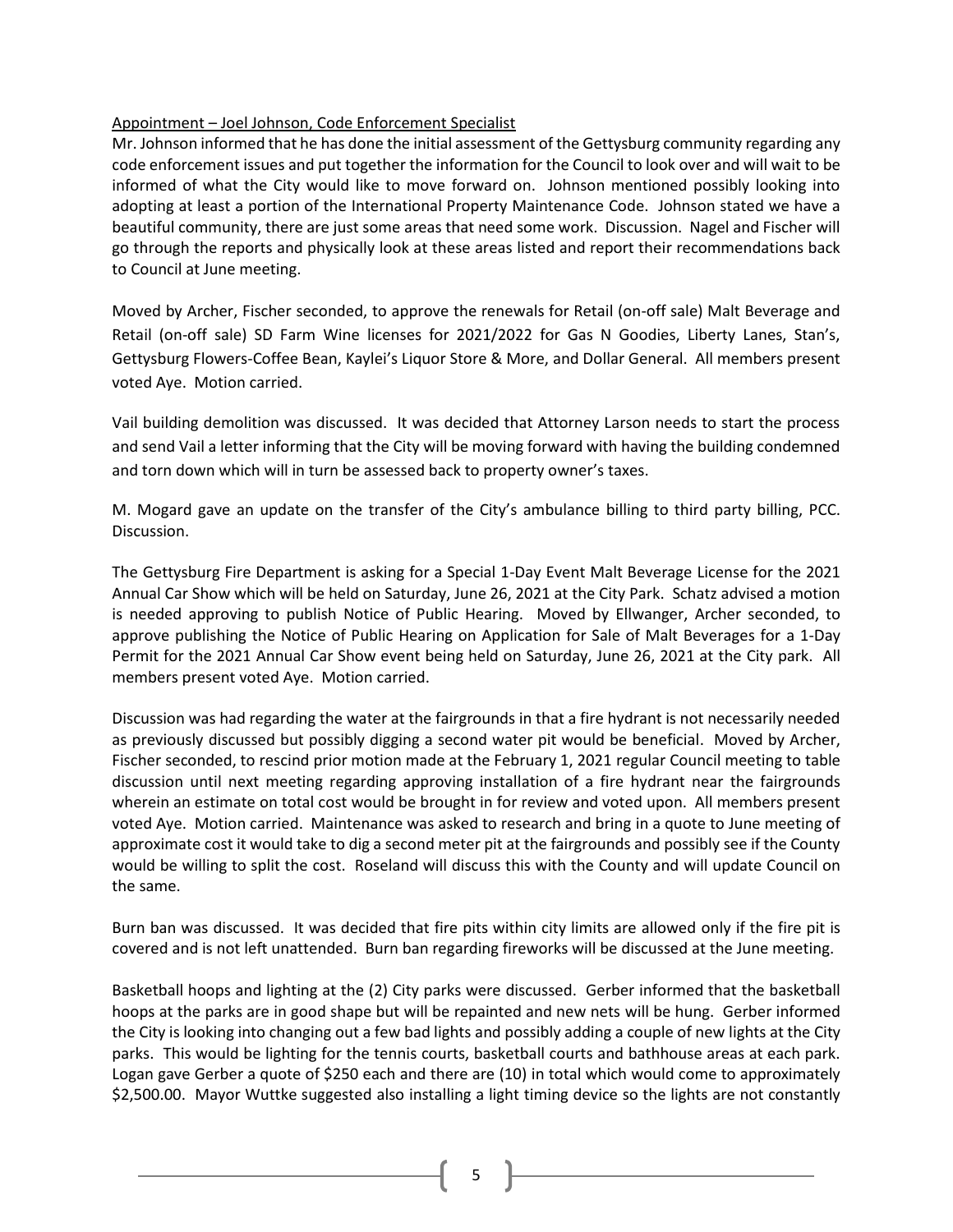Appointment – Joel Johnson, Code Enforcement Specialist
Mr. Johnson informed that he has done the initial assessment of the Gettysburg community regarding any code enforcement issues and put together the information for the Council to look over and will wait to be informed of what the City would like to move forward on. Johnson mentioned possibly looking into adopting at least a portion of the International Property Maintenance Code. Johnson stated we have a beautiful community, there are just some areas that need some work. Discussion. Nagel and Fischer will go through the reports and physically look at these areas listed and report their recommendations back to Council at June meeting.

Moved by Archer, Fischer seconded, to approve the renewals for Retail (on-off sale) Malt Beverage and Retail (on-off sale) SD Farm Wine licenses for 2021/2022 for Gas N Goodies, Liberty Lanes, Stan's, Gettysburg Flowers-Coffee Bean, Kaylei's Liquor Store & More, and Dollar General. All members present voted Aye. Motion carried.

Vail building demolition was discussed. It was decided that Attorney Larson needs to start the process and send Vail a letter informing that the City will be moving forward with having the building condemned and torn down which will in turn be assessed back to property owner's taxes.

M. Mogard gave an update on the transfer of the City's ambulance billing to third party billing, PCC. Discussion.

The Gettysburg Fire Department is asking for a Special 1-Day Event Malt Beverage License for the 2021 Annual Car Show which will be held on Saturday, June 26, 2021 at the City Park. Schatz advised a motion is needed approving to publish Notice of Public Hearing. Moved by Ellwanger, Archer seconded, to approve publishing the Notice of Public Hearing on Application for Sale of Malt Beverages for a 1-Day Permit for the 2021 Annual Car Show event being held on Saturday, June 26, 2021 at the City park. All members present voted Aye. Motion carried.

Discussion was had regarding the water at the fairgrounds in that a fire hydrant is not necessarily needed as previously discussed but possibly digging a second water pit would be beneficial. Moved by Archer, Fischer seconded, to rescind prior motion made at the February 1, 2021 regular Council meeting to table discussion until next meeting regarding approving installation of a fire hydrant near the fairgrounds wherein an estimate on total cost would be brought in for review and voted upon. All members present voted Aye. Motion carried. Maintenance was asked to research and bring in a quote to June meeting of approximate cost it would take to dig a second meter pit at the fairgrounds and possibly see if the County would be willing to split the cost. Roseland will discuss this with the County and will update Council on the same.

Burn ban was discussed. It was decided that fire pits within city limits are allowed only if the fire pit is covered and is not left unattended. Burn ban regarding fireworks will be discussed at the June meeting.

Basketball hoops and lighting at the (2) City parks were discussed. Gerber informed that the basketball hoops at the parks are in good shape but will be repainted and new nets will be hung. Gerber informed the City is looking into changing out a few bad lights and possibly adding a couple of new lights at the City parks. This would be lighting for the tennis courts, basketball courts and bathhouse areas at each park. Logan gave Gerber a quote of $250 each and there are (10) in total which would come to approximately $2,500.00. Mayor Wuttke suggested also installing a light timing device so the lights are not constantly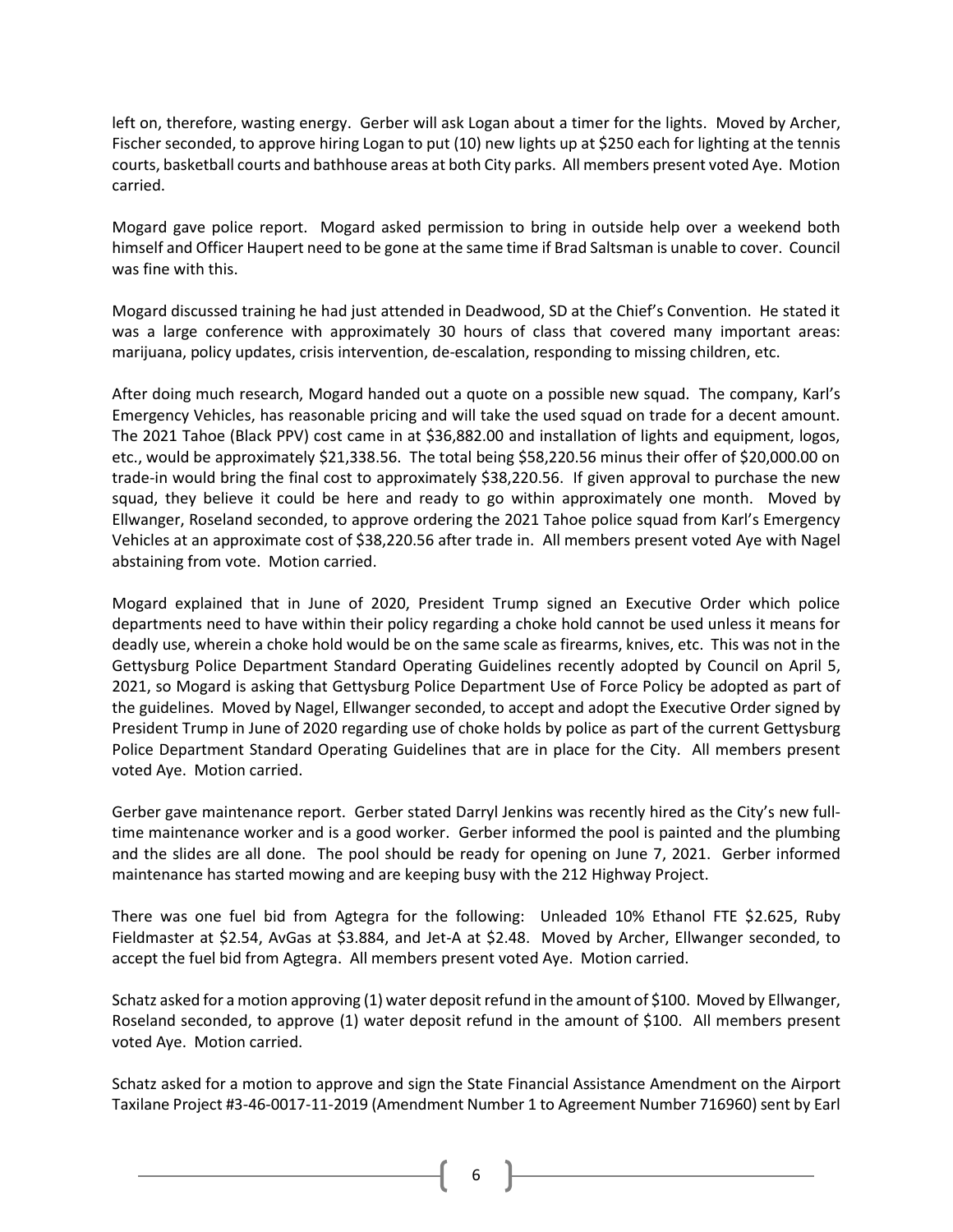left on, therefore, wasting energy. Gerber will ask Logan about a timer for the lights. Moved by Archer, Fischer seconded, to approve hiring Logan to put (10) new lights up at $250 each for lighting at the tennis courts, basketball courts and bathhouse areas at both City parks. All members present voted Aye. Motion carried.

Mogard gave police report. Mogard asked permission to bring in outside help over a weekend both himself and Officer Haupert need to be gone at the same time if Brad Saltsman is unable to cover. Council was fine with this.

Mogard discussed training he had just attended in Deadwood, SD at the Chief's Convention. He stated it was a large conference with approximately 30 hours of class that covered many important areas: marijuana, policy updates, crisis intervention, de-escalation, responding to missing children, etc.

After doing much research, Mogard handed out a quote on a possible new squad. The company, Karl's Emergency Vehicles, has reasonable pricing and will take the used squad on trade for a decent amount. The 2021 Tahoe (Black PPV) cost came in at $36,882.00 and installation of lights and equipment, logos, etc., would be approximately $21,338.56. The total being $58,220.56 minus their offer of $20,000.00 on trade-in would bring the final cost to approximately $38,220.56. If given approval to purchase the new squad, they believe it could be here and ready to go within approximately one month. Moved by Ellwanger, Roseland seconded, to approve ordering the 2021 Tahoe police squad from Karl's Emergency Vehicles at an approximate cost of $38,220.56 after trade in. All members present voted Aye with Nagel abstaining from vote. Motion carried.

Mogard explained that in June of 2020, President Trump signed an Executive Order which police departments need to have within their policy regarding a choke hold cannot be used unless it means for deadly use, wherein a choke hold would be on the same scale as firearms, knives, etc. This was not in the Gettysburg Police Department Standard Operating Guidelines recently adopted by Council on April 5, 2021, so Mogard is asking that Gettysburg Police Department Use of Force Policy be adopted as part of the guidelines. Moved by Nagel, Ellwanger seconded, to accept and adopt the Executive Order signed by President Trump in June of 2020 regarding use of choke holds by police as part of the current Gettysburg Police Department Standard Operating Guidelines that are in place for the City. All members present voted Aye. Motion carried.

Gerber gave maintenance report. Gerber stated Darryl Jenkins was recently hired as the City's new full-time maintenance worker and is a good worker. Gerber informed the pool is painted and the plumbing and the slides are all done. The pool should be ready for opening on June 7, 2021. Gerber informed maintenance has started mowing and are keeping busy with the 212 Highway Project.

There was one fuel bid from Agtegra for the following: Unleaded 10% Ethanol FTE $2.625, Ruby Fieldmaster at $2.54, AvGas at $3.884, and Jet-A at $2.48. Moved by Archer, Ellwanger seconded, to accept the fuel bid from Agtegra. All members present voted Aye. Motion carried.

Schatz asked for a motion approving (1) water deposit refund in the amount of $100. Moved by Ellwanger, Roseland seconded, to approve (1) water deposit refund in the amount of $100. All members present voted Aye. Motion carried.

Schatz asked for a motion to approve and sign the State Financial Assistance Amendment on the Airport Taxilane Project #3-46-0017-11-2019 (Amendment Number 1 to Agreement Number 716960) sent by Earl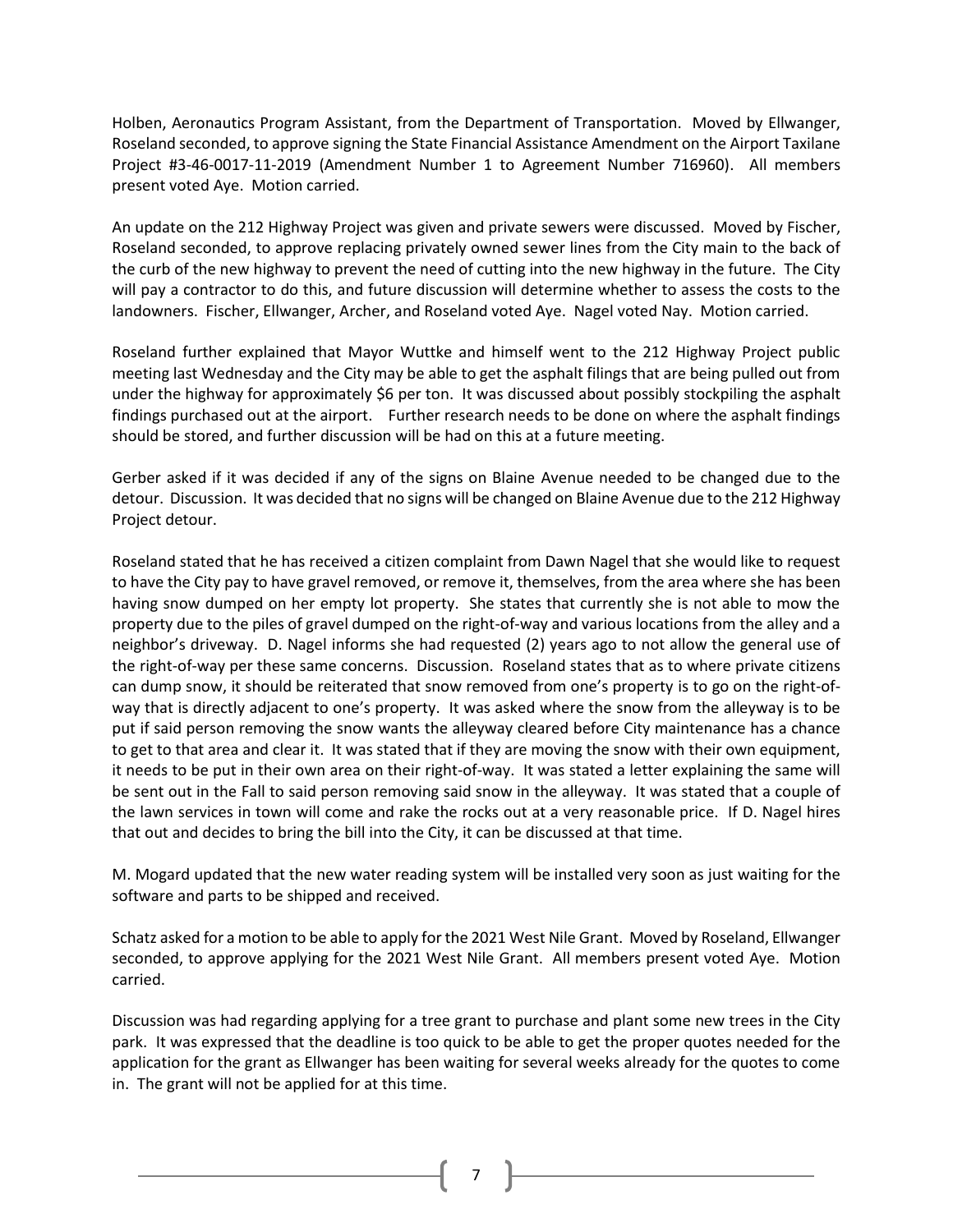Holben, Aeronautics Program Assistant, from the Department of Transportation. Moved by Ellwanger, Roseland seconded, to approve signing the State Financial Assistance Amendment on the Airport Taxilane Project #3-46-0017-11-2019 (Amendment Number 1 to Agreement Number 716960). All members present voted Aye. Motion carried.

An update on the 212 Highway Project was given and private sewers were discussed. Moved by Fischer, Roseland seconded, to approve replacing privately owned sewer lines from the City main to the back of the curb of the new highway to prevent the need of cutting into the new highway in the future. The City will pay a contractor to do this, and future discussion will determine whether to assess the costs to the landowners. Fischer, Ellwanger, Archer, and Roseland voted Aye. Nagel voted Nay. Motion carried.

Roseland further explained that Mayor Wuttke and himself went to the 212 Highway Project public meeting last Wednesday and the City may be able to get the asphalt filings that are being pulled out from under the highway for approximately $6 per ton. It was discussed about possibly stockpiling the asphalt findings purchased out at the airport. Further research needs to be done on where the asphalt findings should be stored, and further discussion will be had on this at a future meeting.

Gerber asked if it was decided if any of the signs on Blaine Avenue needed to be changed due to the detour. Discussion. It was decided that no signs will be changed on Blaine Avenue due to the 212 Highway Project detour.

Roseland stated that he has received a citizen complaint from Dawn Nagel that she would like to request to have the City pay to have gravel removed, or remove it, themselves, from the area where she has been having snow dumped on her empty lot property. She states that currently she is not able to mow the property due to the piles of gravel dumped on the right-of-way and various locations from the alley and a neighbor's driveway. D. Nagel informs she had requested (2) years ago to not allow the general use of the right-of-way per these same concerns. Discussion. Roseland states that as to where private citizens can dump snow, it should be reiterated that snow removed from one's property is to go on the right-of-way that is directly adjacent to one's property. It was asked where the snow from the alleyway is to be put if said person removing the snow wants the alleyway cleared before City maintenance has a chance to get to that area and clear it. It was stated that if they are moving the snow with their own equipment, it needs to be put in their own area on their right-of-way. It was stated a letter explaining the same will be sent out in the Fall to said person removing said snow in the alleyway. It was stated that a couple of the lawn services in town will come and rake the rocks out at a very reasonable price. If D. Nagel hires that out and decides to bring the bill into the City, it can be discussed at that time.

M. Mogard updated that the new water reading system will be installed very soon as just waiting for the software and parts to be shipped and received.

Schatz asked for a motion to be able to apply for the 2021 West Nile Grant. Moved by Roseland, Ellwanger seconded, to approve applying for the 2021 West Nile Grant. All members present voted Aye. Motion carried.

Discussion was had regarding applying for a tree grant to purchase and plant some new trees in the City park. It was expressed that the deadline is too quick to be able to get the proper quotes needed for the application for the grant as Ellwanger has been waiting for several weeks already for the quotes to come in. The grant will not be applied for at this time.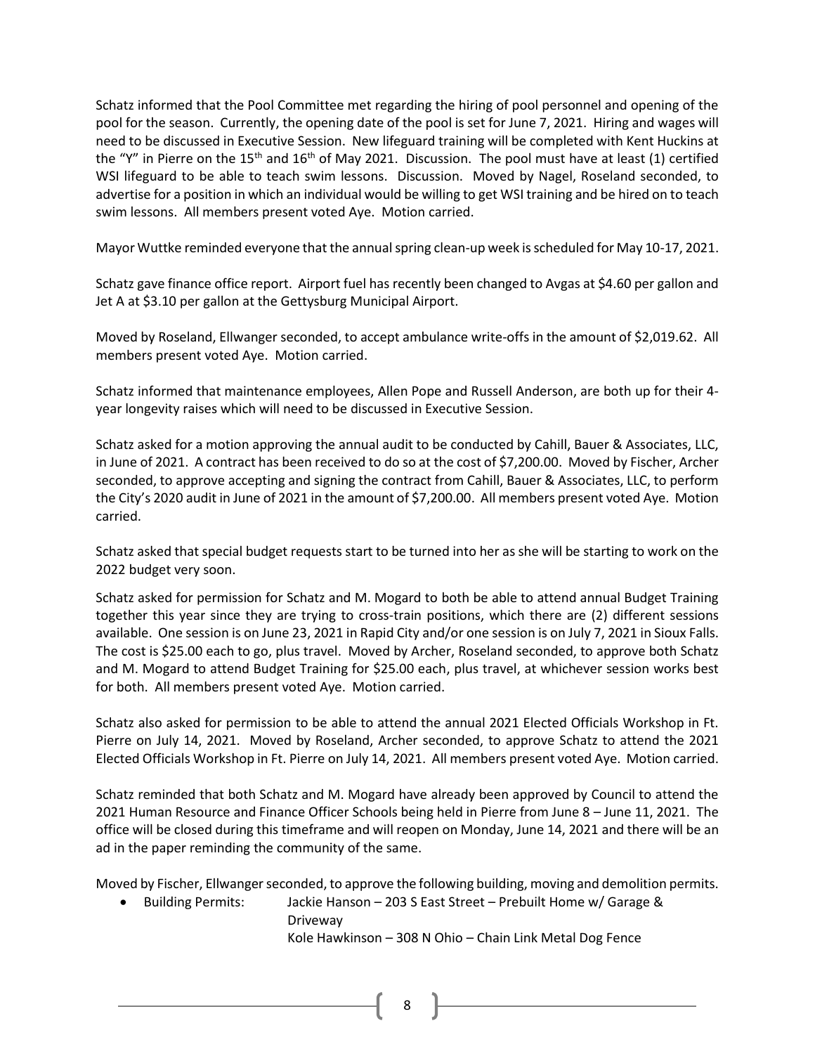Schatz informed that the Pool Committee met regarding the hiring of pool personnel and opening of the pool for the season. Currently, the opening date of the pool is set for June 7, 2021. Hiring and wages will need to be discussed in Executive Session. New lifeguard training will be completed with Kent Huckins at the "Y" in Pierre on the 15th and 16th of May 2021. Discussion. The pool must have at least (1) certified WSI lifeguard to be able to teach swim lessons. Discussion. Moved by Nagel, Roseland seconded, to advertise for a position in which an individual would be willing to get WSI training and be hired on to teach swim lessons. All members present voted Aye. Motion carried.

Mayor Wuttke reminded everyone that the annual spring clean-up week is scheduled for May 10-17, 2021.

Schatz gave finance office report. Airport fuel has recently been changed to Avgas at $4.60 per gallon and Jet A at $3.10 per gallon at the Gettysburg Municipal Airport.

Moved by Roseland, Ellwanger seconded, to accept ambulance write-offs in the amount of $2,019.62. All members present voted Aye. Motion carried.

Schatz informed that maintenance employees, Allen Pope and Russell Anderson, are both up for their 4-year longevity raises which will need to be discussed in Executive Session.

Schatz asked for a motion approving the annual audit to be conducted by Cahill, Bauer & Associates, LLC, in June of 2021. A contract has been received to do so at the cost of $7,200.00. Moved by Fischer, Archer seconded, to approve accepting and signing the contract from Cahill, Bauer & Associates, LLC, to perform the City's 2020 audit in June of 2021 in the amount of $7,200.00. All members present voted Aye. Motion carried.

Schatz asked that special budget requests start to be turned into her as she will be starting to work on the 2022 budget very soon.

Schatz asked for permission for Schatz and M. Mogard to both be able to attend annual Budget Training together this year since they are trying to cross-train positions, which there are (2) different sessions available. One session is on June 23, 2021 in Rapid City and/or one session is on July 7, 2021 in Sioux Falls. The cost is $25.00 each to go, plus travel. Moved by Archer, Roseland seconded, to approve both Schatz and M. Mogard to attend Budget Training for $25.00 each, plus travel, at whichever session works best for both. All members present voted Aye. Motion carried.

Schatz also asked for permission to be able to attend the annual 2021 Elected Officials Workshop in Ft. Pierre on July 14, 2021. Moved by Roseland, Archer seconded, to approve Schatz to attend the 2021 Elected Officials Workshop in Ft. Pierre on July 14, 2021. All members present voted Aye. Motion carried.

Schatz reminded that both Schatz and M. Mogard have already been approved by Council to attend the 2021 Human Resource and Finance Officer Schools being held in Pierre from June 8 – June 11, 2021. The office will be closed during this timeframe and will reopen on Monday, June 14, 2021 and there will be an ad in the paper reminding the community of the same.

Moved by Fischer, Ellwanger seconded, to approve the following building, moving and demolition permits.

- Building Permits: Jackie Hanson – 203 S East Street – Prebuilt Home w/ Garage & Driveway
  Kole Hawkinson – 308 N Ohio – Chain Link Metal Dog Fence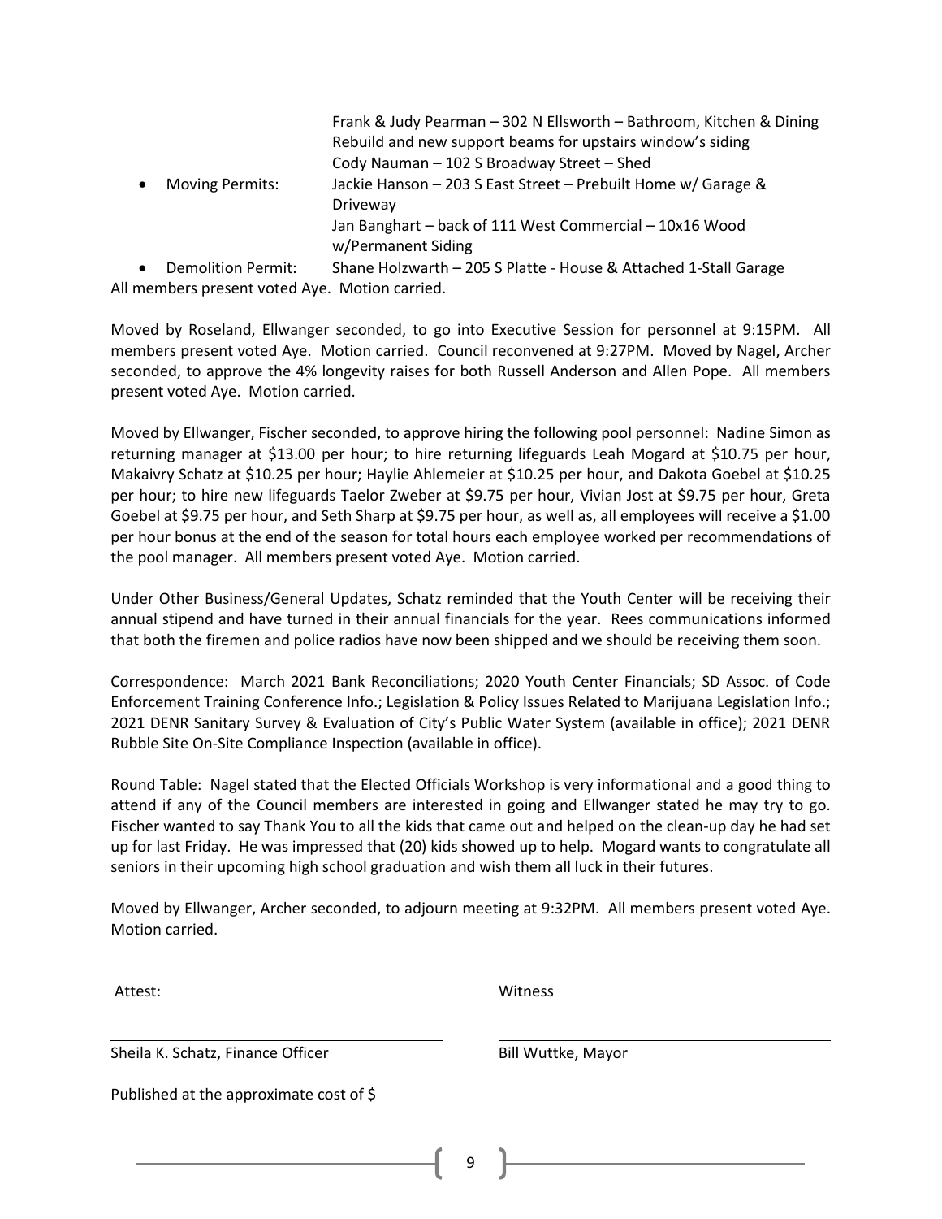Frank & Judy Pearman – 302 N Ellsworth – Bathroom, Kitchen & Dining Rebuild and new support beams for upstairs window's siding
Cody Nauman – 102 S Broadway Street – Shed

- Moving Permits: Jackie Hanson – 203 S East Street – Prebuilt Home w/ Garage & Driveway
  Jan Banghart – back of 111 West Commercial – 10x16 Wood w/Permanent Siding
- Demolition Permit: Shane Holzwarth – 205 S Platte - House & Attached 1-Stall Garage

All members present voted Aye. Motion carried.

Moved by Roseland, Ellwanger seconded, to go into Executive Session for personnel at 9:15PM. All members present voted Aye. Motion carried. Council reconvened at 9:27PM. Moved by Nagel, Archer seconded, to approve the 4% longevity raises for both Russell Anderson and Allen Pope. All members present voted Aye. Motion carried.

Moved by Ellwanger, Fischer seconded, to approve hiring the following pool personnel: Nadine Simon as returning manager at $13.00 per hour; to hire returning lifeguards Leah Mogard at $10.75 per hour, Makaivry Schatz at $10.25 per hour; Haylie Ahlemeier at $10.25 per hour, and Dakota Goebel at $10.25 per hour; to hire new lifeguards Taelor Zweber at $9.75 per hour, Vivian Jost at $9.75 per hour, Greta Goebel at $9.75 per hour, and Seth Sharp at $9.75 per hour, as well as, all employees will receive a $1.00 per hour bonus at the end of the season for total hours each employee worked per recommendations of the pool manager. All members present voted Aye. Motion carried.

Under Other Business/General Updates, Schatz reminded that the Youth Center will be receiving their annual stipend and have turned in their annual financials for the year. Rees communications informed that both the firemen and police radios have now been shipped and we should be receiving them soon.

Correspondence: March 2021 Bank Reconciliations; 2020 Youth Center Financials; SD Assoc. of Code Enforcement Training Conference Info.; Legislation & Policy Issues Related to Marijuana Legislation Info.; 2021 DENR Sanitary Survey & Evaluation of City's Public Water System (available in office); 2021 DENR Rubble Site On-Site Compliance Inspection (available in office).

Round Table: Nagel stated that the Elected Officials Workshop is very informational and a good thing to attend if any of the Council members are interested in going and Ellwanger stated he may try to go. Fischer wanted to say Thank You to all the kids that came out and helped on the clean-up day he had set up for last Friday. He was impressed that (20) kids showed up to help. Mogard wants to congratulate all seniors in their upcoming high school graduation and wish them all luck in their futures.

Moved by Ellwanger, Archer seconded, to adjourn meeting at 9:32PM. All members present voted Aye. Motion carried.

Attest: Witness

Sheila K. Schatz, Finance Officer

Bill Wuttke, Mayor

Published at the approximate cost of $